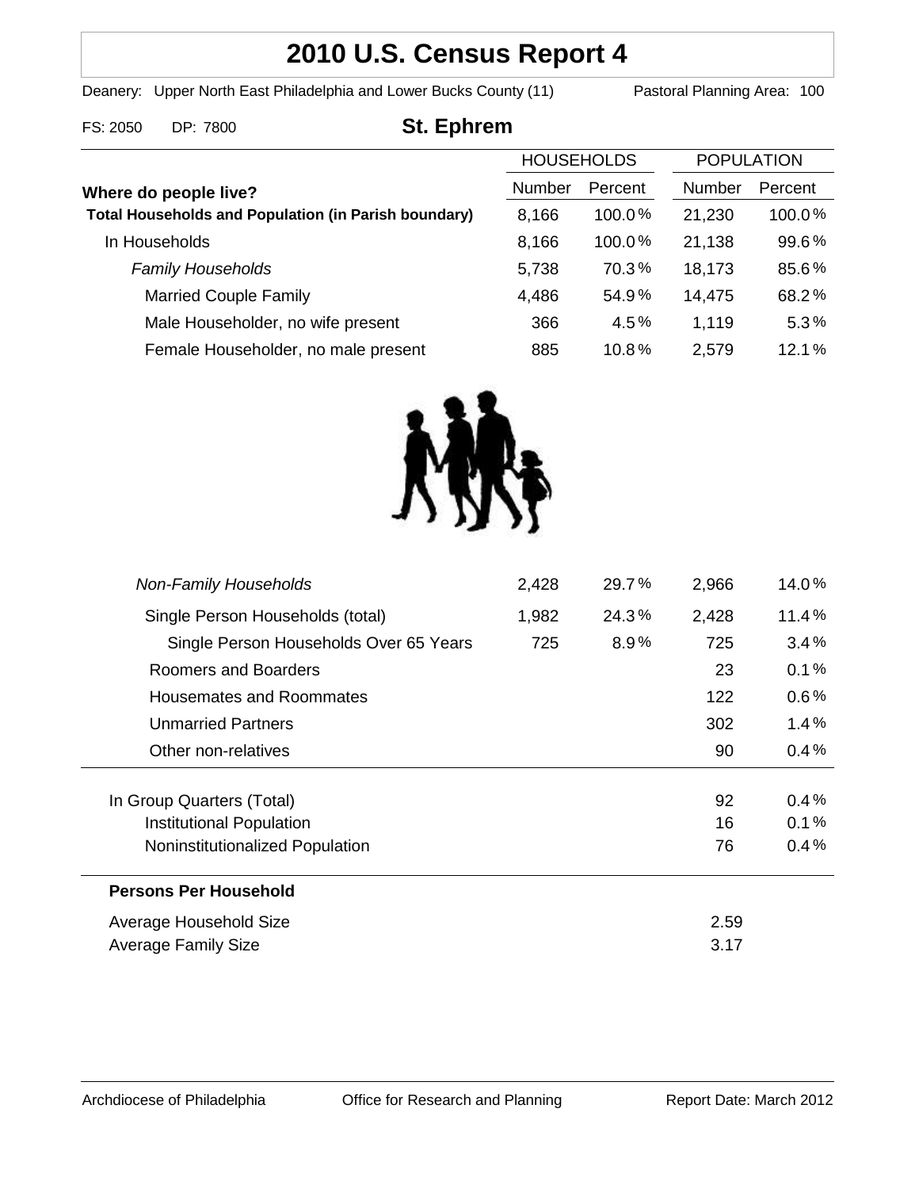# 2010 U.S. Census Report 4

Deanery: Upper North East Philadelphia and Lower Bucks County (11) Pastoral Planning Area: 100

FS: 2050 DP: 7800

## St. Ephrem

| Where do people live? | HOUSEHOLDS | | POPULATION | |
|---|---|---|---|---|
| | Number | Percent | Number | Percent |
| **Total Households and Population (in Parish boundary)** | 8,166 | 100.0% | 21,230 | 100.0% |
| In Households | 8,166 | 100.0% | 21,138 | 99.6% |
| *Family Households* | 5,738 | 70.3% | 18,173 | 85.6% |
| Married Couple Family | 4,486 | 54.9% | 14,475 | 68.2% |
| Male Householder, no wife present | 366 | 4.5% | 1,119 | 5.3% |
| Female Householder, no male present | 885 | 10.8% | 2,579 | 12.1% |
| *Non-Family Households* | 2,428 | 29.7% | 2,966 | 14.0% |
| Single Person Households (total) | 1,982 | 24.3% | 2,428 | 11.4% |
| Single Person Households Over 65 Years | 725 | 8.9% | 725 | 3.4% |
| Roomers and Boarders | | | 23 | 0.1% |
| Housemates and Roommates | | | 122 | 0.6% |
| Unmarried Partners | | | 302 | 1.4% |
| Other non-relatives | | | 90 | 0.4% |
| In Group Quarters (Total) | | | 92 | 0.4% |
| Institutional Population | | | 16 | 0.1% |
| Noninstitutionalized Population | | | 76 | 0.4% |

**Persons Per Household**

| | |
|---|---|
| Average Household Size | 2.59 |
| Average Family Size | 3.17 |

Archdiocese of Philadelphia Office for Research and Planning Report Date: March 2012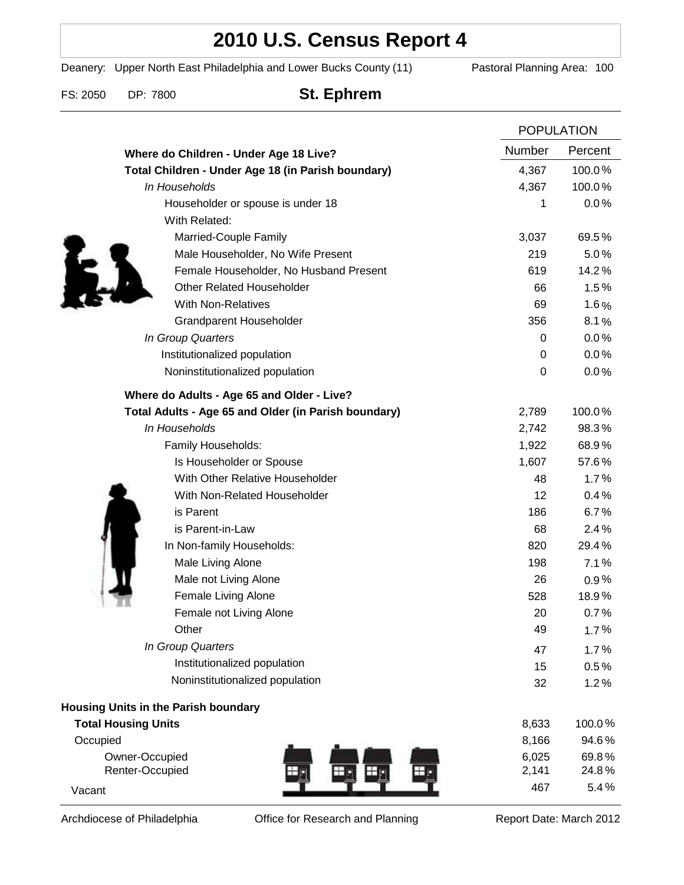# 2010 U.S. Census Report 4

Deanery: Upper North East Philadelphia and Lower Bucks County (11) Pastoral Planning Area: 100

FS: 2050 DP: 7800

## St. Ephrem

| | POPULATION | |
|---|---|---|
| **Where do Children - Under Age 18 Live?** | Number | Percent |
| **Total Children - Under Age 18 (in Parish boundary)** | 4,367 | 100.0% |
| *In Households* | 4,367 | 100.0% |
| Householder or spouse is under 18 | 1 | 0.0% |
| With Related: | | |
| Married-Couple Family | 3,037 | 69.5% |
| Male Householder, No Wife Present | 219 | 5.0% |
| Female Householder, No Husband Present | 619 | 14.2% |
| Other Related Householder | 66 | 1.5% |
| With Non-Relatives | 69 | 1.6% |
| Grandparent Householder | 356 | 8.1% |
| *In Group Quarters* | 0 | 0.0% |
| Institutionalized population | 0 | 0.0% |
| Noninstitutionalized population | 0 | 0.0% |
| **Where do Adults - Age 65 and Older - Live?** | | |
| **Total Adults - Age 65 and Older (in Parish boundary)** | 2,789 | 100.0% |
| *In Households* | 2,742 | 98.3% |
| Family Households: | 1,922 | 68.9% |
| Is Householder or Spouse | 1,607 | 57.6% |
| With Other Relative Householder | 48 | 1.7% |
| With Non-Related Householder | 12 | 0.4% |
| is Parent | 186 | 6.7% |
| is Parent-in-Law | 68 | 2.4% |
| In Non-family Households: | 820 | 29.4% |
| Male Living Alone | 198 | 7.1% |
| Male not Living Alone | 26 | 0.9% |
| Female Living Alone | 528 | 18.9% |
| Female not Living Alone | 20 | 0.7% |
| Other | 49 | 1.7% |
| *In Group Quarters* | 47 | 1.7% |
| Institutionalized population | 15 | 0.5% |
| Noninstitutionalized population | 32 | 1.2% |

| **Housing Units in the Parish boundary** | | |
|---|---|---|
| **Total Housing Units** | 8,633 | 100.0% |
| Occupied | 8,166 | 94.6% |
| Owner-Occupied | 6,025 | 69.8% |
| Renter-Occupied | 2,141 | 24.8% |
| Vacant | 467 | 5.4% |

Archdiocese of Philadelphia Office for Research and Planning Report Date: March 2012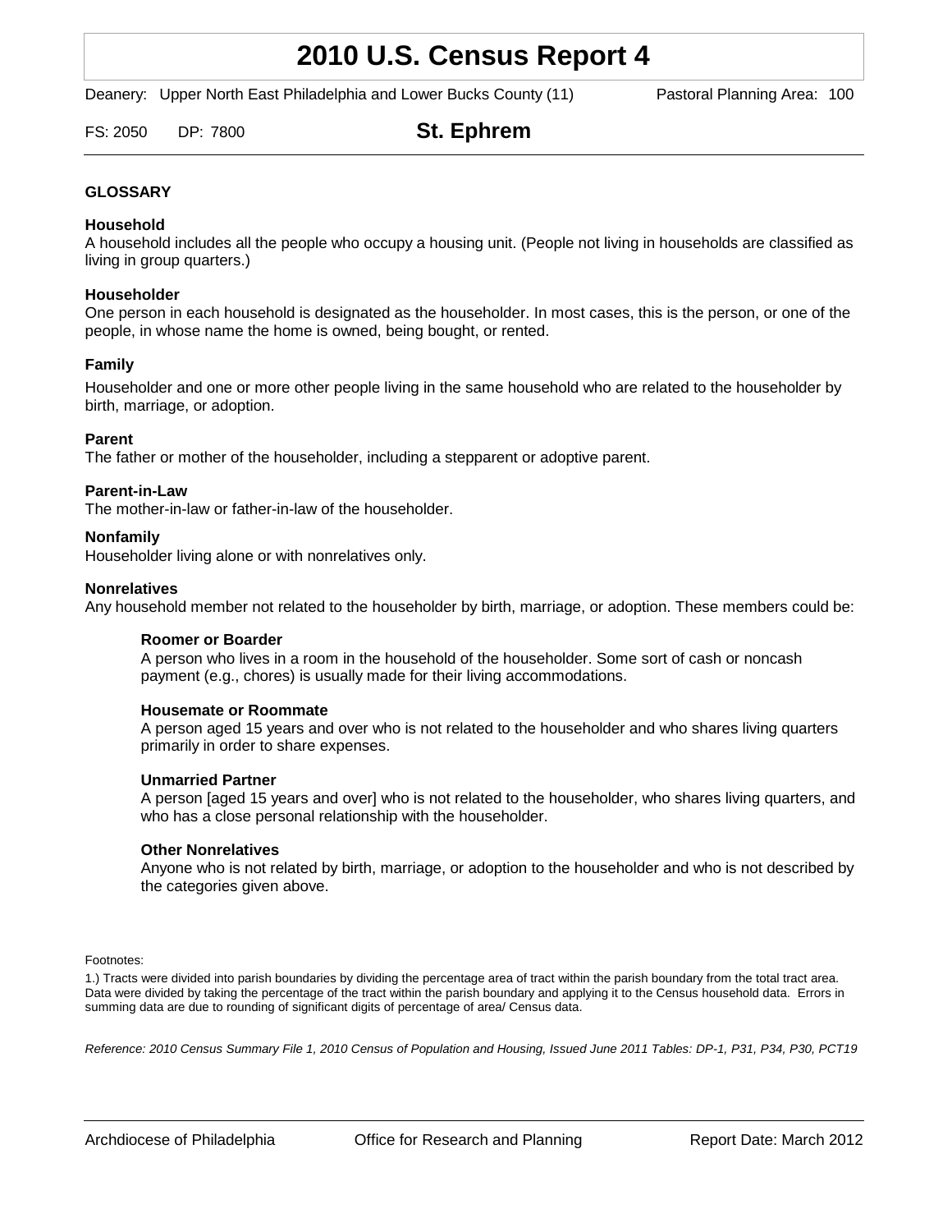# 2010 U.S. Census Report 4

Deanery: Upper North East Philadelphia and Lower Bucks County (11) Pastoral Planning Area: 100

FS: 2050 DP: 7800 **St. Ephrem**

## GLOSSARY

### Household
A household includes all the people who occupy a housing unit. (People not living in households are classified as living in group quarters.)

### Householder
One person in each household is designated as the householder. In most cases, this is the person, or one of the people, in whose name the home is owned, being bought, or rented.

### Family
Householder and one or more other people living in the same household who are related to the householder by birth, marriage, or adoption.

### Parent
The father or mother of the householder, including a stepparent or adoptive parent.

### Parent-in-Law
The mother-in-law or father-in-law of the householder.

### Nonfamily
Householder living alone or with nonrelatives only.

### Nonrelatives
Any household member not related to the householder by birth, marriage, or adoption. These members could be:

#### Roomer or Boarder
A person who lives in a room in the household of the householder. Some sort of cash or noncash payment (e.g., chores) is usually made for their living accommodations.

#### Housemate or Roommate
A person aged 15 years and over who is not related to the householder and who shares living quarters primarily in order to share expenses.

#### Unmarried Partner
A person [aged 15 years and over] who is not related to the householder, who shares living quarters, and who has a close personal relationship with the householder.

#### Other Nonrelatives
Anyone who is not related by birth, marriage, or adoption to the householder and who is not described by the categories given above.

Footnotes:

1.) Tracts were divided into parish boundaries by dividing the percentage area of tract within the parish boundary from the total tract area. Data were divided by taking the percentage of the tract within the parish boundary and applying it to the Census household data. Errors in summing data are due to rounding of significant digits of percentage of area/ Census data.

*Reference: 2010 Census Summary File 1, 2010 Census of Population and Housing, Issued June 2011 Tables: DP-1, P31, P34, P30, PCT19*

Archdiocese of Philadelphia Office for Research and Planning Report Date: March 2012